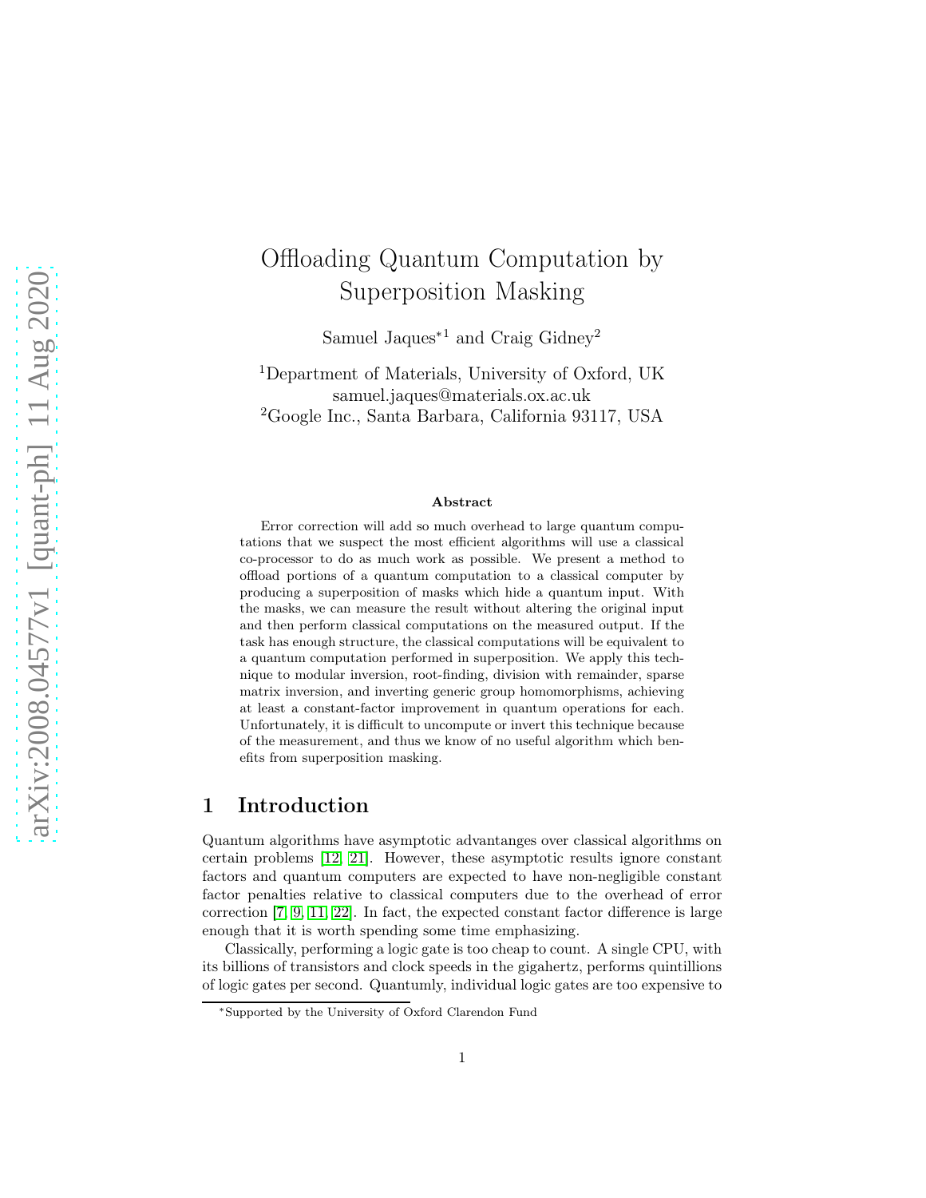# Offloading Quantum Computation by Superposition Masking

Samuel Jaques*[1] and Craig Gidney[2]

[1]Department of Materials, University of Oxford, UK  
samuel.jaques@materials.ox.ac.uk  
[2]Google Inc., Santa Barbara, California 93117, USA

**Abstract**

Error correction will add so much overhead to large quantum computations that we suspect the most efficient algorithms will use a classical co-processor to do as much work as possible. We present a method to offload portions of a quantum computation to a classical computer by producing a superposition of masks which hide a quantum input. With the masks, we can measure the result without altering the original input and then perform classical computations on the measured output. If the task has enough structure, the classical computations will be equivalent to a quantum computation performed in superposition. We apply this technique to modular inversion, root-finding, division with remainder, sparse matrix inversion, and inverting generic group homomorphisms, achieving at least a constant-factor improvement in quantum operations for each. Unfortunately, it is difficult to uncompute or invert this technique because of the measurement, and thus we know of no useful algorithm which benefits from superposition masking.

## 1 Introduction

Quantum algorithms have asymptotic advantanges over classical algorithms on certain problems [12, 21]. However, these asymptotic results ignore constant factors and quantum computers are expected to have non-negligible constant factor penalties relative to classical computers due to the overhead of error correction [7, 9, 11, 22]. In fact, the expected constant factor difference is large enough that it is worth spending some time emphasizing.

Classically, performing a logic gate is too cheap to count. A single CPU, with its billions of transistors and clock speeds in the gigahertz, performs quintillions of logic gates per second. Quantumly, individual logic gates are too expensive to

*Supported by the University of Oxford Clarendon Fund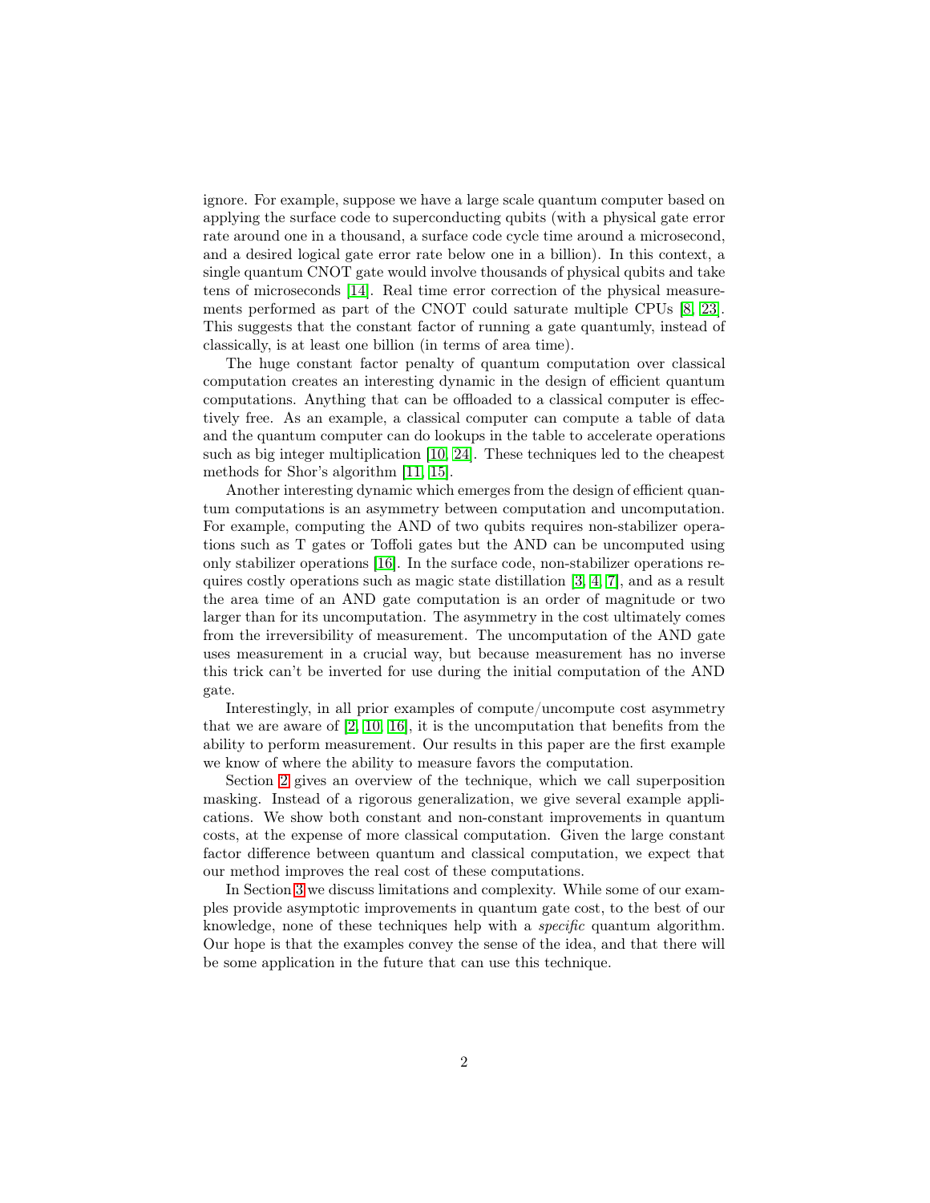ignore. For example, suppose we have a large scale quantum computer based on applying the surface code to superconducting qubits (with a physical gate error rate around one in a thousand, a surface code cycle time around a microsecond, and a desired logical gate error rate below one in a billion). In this context, a single quantum CNOT gate would involve thousands of physical qubits and take tens of microseconds [14]. Real time error correction of the physical measurements performed as part of the CNOT could saturate multiple CPUs [8, 23]. This suggests that the constant factor of running a gate quantumly, instead of classically, is at least one billion (in terms of area time).

The huge constant factor penalty of quantum computation over classical computation creates an interesting dynamic in the design of efficient quantum computations. Anything that can be offloaded to a classical computer is effectively free. As an example, a classical computer can compute a table of data and the quantum computer can do lookups in the table to accelerate operations such as big integer multiplication [10, 24]. These techniques led to the cheapest methods for Shor's algorithm [11, 15].

Another interesting dynamic which emerges from the design of efficient quantum computations is an asymmetry between computation and uncomputation. For example, computing the AND of two qubits requires non-stabilizer operations such as T gates or Toffoli gates but the AND can be uncomputed using only stabilizer operations [16]. In the surface code, non-stabilizer operations requires costly operations such as magic state distillation [3, 4, 7], and as a result the area time of an AND gate computation is an order of magnitude or two larger than for its uncomputation. The asymmetry in the cost ultimately comes from the irreversibility of measurement. The uncomputation of the AND gate uses measurement in a crucial way, but because measurement has no inverse this trick can't be inverted for use during the initial computation of the AND gate.

Interestingly, in all prior examples of compute/uncompute cost asymmetry that we are aware of [2, 10, 16], it is the uncomputation that benefits from the ability to perform measurement. Our results in this paper are the first example we know of where the ability to measure favors the computation.

Section 2 gives an overview of the technique, which we call superposition masking. Instead of a rigorous generalization, we give several example applications. We show both constant and non-constant improvements in quantum costs, at the expense of more classical computation. Given the large constant factor difference between quantum and classical computation, we expect that our method improves the real cost of these computations.

In Section 3 we discuss limitations and complexity. While some of our examples provide asymptotic improvements in quantum gate cost, to the best of our knowledge, none of these techniques help with a *specific* quantum algorithm. Our hope is that the examples convey the sense of the idea, and that there will be some application in the future that can use this technique.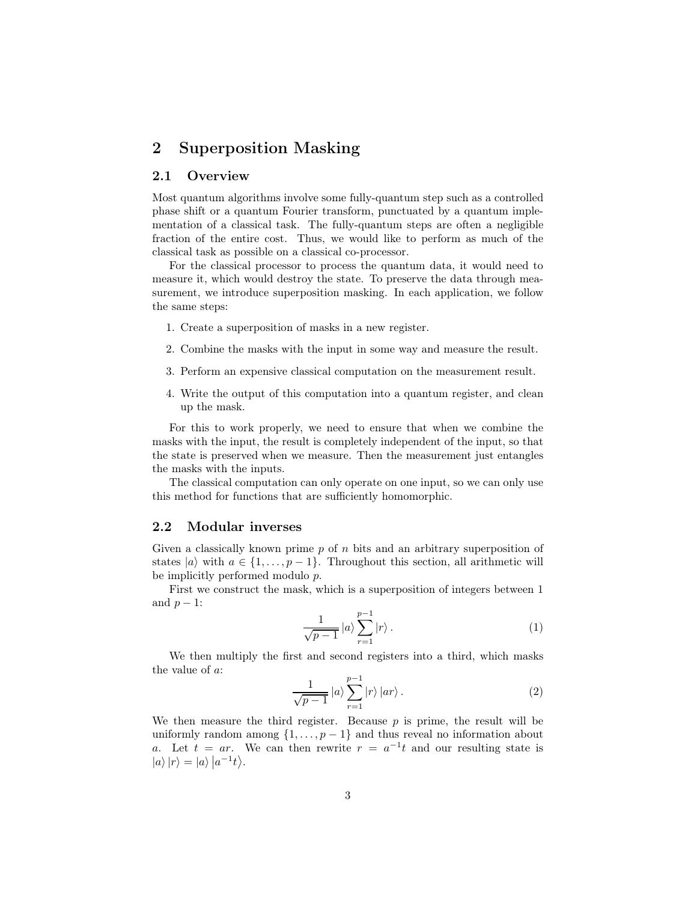## 2 Superposition Masking

### 2.1 Overview

Most quantum algorithms involve some fully-quantum step such as a controlled phase shift or a quantum Fourier transform, punctuated by a quantum implementation of a classical task. The fully-quantum steps are often a negligible fraction of the entire cost. Thus, we would like to perform as much of the classical task as possible on a classical co-processor.

For the classical processor to process the quantum data, it would need to measure it, which would destroy the state. To preserve the data through measurement, we introduce superposition masking. In each application, we follow the same steps:

1. Create a superposition of masks in a new register.
2. Combine the masks with the input in some way and measure the result.
3. Perform an expensive classical computation on the measurement result.
4. Write the output of this computation into a quantum register, and clean up the mask.

For this to work properly, we need to ensure that when we combine the masks with the input, the result is completely independent of the input, so that the state is preserved when we measure. Then the measurement just entangles the masks with the inputs.

The classical computation can only operate on one input, so we can only use this method for functions that are sufficiently homomorphic.

### 2.2 Modular inverses

Given a classically known prime $p$ of $n$ bits and an arbitrary superposition of states $|a\rangle$ with $a \in \{1, \ldots, p-1\}$. Throughout this section, all arithmetic will be implicitly performed modulo $p$.

First we construct the mask, which is a superposition of integers between 1 and $p-1$:

$$\frac{1}{\sqrt{p-1}} |a\rangle \sum_{r=1}^{p-1} |r\rangle . \tag{1}$$

We then multiply the first and second registers into a third, which masks the value of $a$:

$$\frac{1}{\sqrt{p-1}} |a\rangle \sum_{r=1}^{p-1} |r\rangle |ar\rangle . \tag{2}$$

We then measure the third register. Because $p$ is prime, the result will be uniformly random among $\{1, \ldots, p-1\}$ and thus reveal no information about $a$. Let $t = ar$. We can then rewrite $r = a^{-1}t$ and our resulting state is $|a\rangle |r\rangle = |a\rangle |a^{-1}t\rangle$.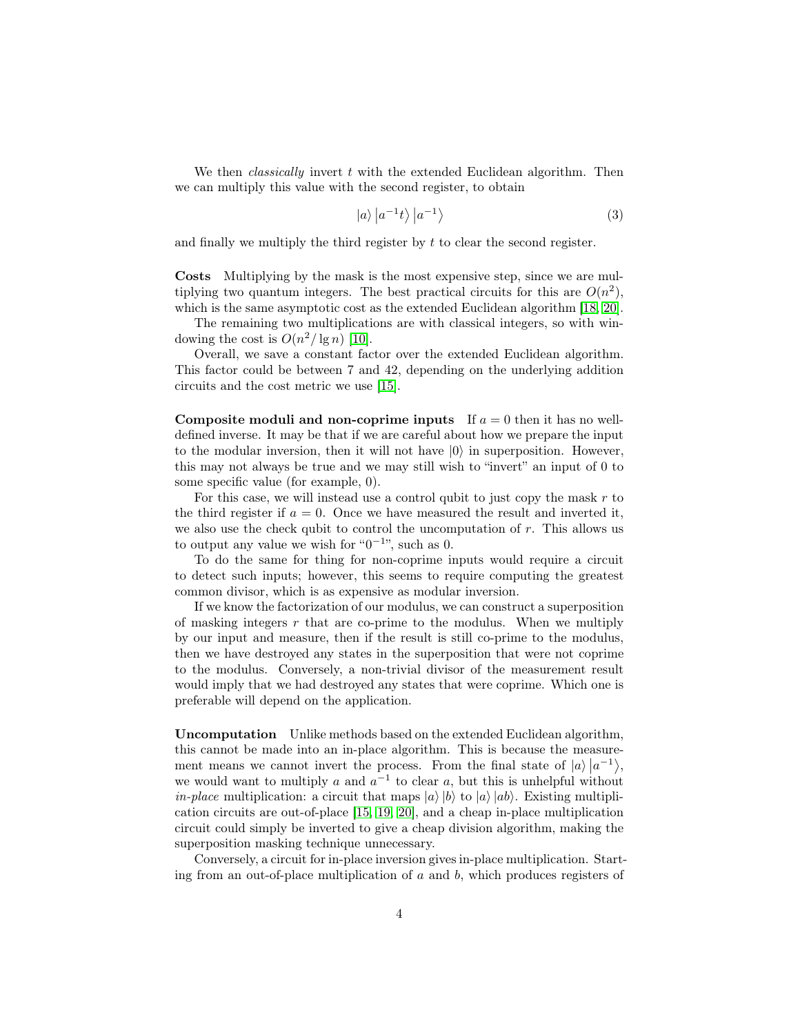We then *classically* invert $t$ with the extended Euclidean algorithm. Then we can multiply this value with the second register, to obtain

$$|a\rangle \left|a^{-1}t\right\rangle \left|a^{-1}\right\rangle \tag{3}$$

and finally we multiply the third register by $t$ to clear the second register.

**Costs** Multiplying by the mask is the most expensive step, since we are multiplying two quantum integers. The best practical circuits for this are $O(n^2)$, which is the same asymptotic cost as the extended Euclidean algorithm [18, 20].

The remaining two multiplications are with classical integers, so with windowing the cost is $O(n^2/\lg n)$ [10].

Overall, we save a constant factor over the extended Euclidean algorithm. This factor could be between 7 and 42, depending on the underlying addition circuits and the cost metric we use [15].

**Composite moduli and non-coprime inputs** If $a = 0$ then it has no well-defined inverse. It may be that if we are careful about how we prepare the input to the modular inversion, then it will not have $|0\rangle$ in superposition. However, this may not always be true and we may still wish to "invert" an input of 0 to some specific value (for example, 0).

For this case, we will instead use a control qubit to just copy the mask $r$ to the third register if $a = 0$. Once we have measured the result and inverted it, we also use the check qubit to control the uncomputation of $r$. This allows us to output any value we wish for "$0^{-1}$", such as 0.

To do the same for thing for non-coprime inputs would require a circuit to detect such inputs; however, this seems to require computing the greatest common divisor, which is as expensive as modular inversion.

If we know the factorization of our modulus, we can construct a superposition of masking integers $r$ that are co-prime to the modulus. When we multiply by our input and measure, then if the result is still co-prime to the modulus, then we have destroyed any states in the superposition that were not coprime to the modulus. Conversely, a non-trivial divisor of the measurement result would imply that we had destroyed any states that were coprime. Which one is preferable will depend on the application.

**Uncomputation** Unlike methods based on the extended Euclidean algorithm, this cannot be made into an in-place algorithm. This is because the measurement means we cannot invert the process. From the final state of $|a\rangle \left|a^{-1}\right\rangle$, we would want to multiply $a$ and $a^{-1}$ to clear $a$, but this is unhelpful without *in-place* multiplication: a circuit that maps $|a\rangle |b\rangle$ to $|a\rangle |ab\rangle$. Existing multiplication circuits are out-of-place [15, 19, 20], and a cheap in-place multiplication circuit could simply be inverted to give a cheap division algorithm, making the superposition masking technique unnecessary.

Conversely, a circuit for in-place inversion gives in-place multiplication. Starting from an out-of-place multiplication of $a$ and $b$, which produces registers of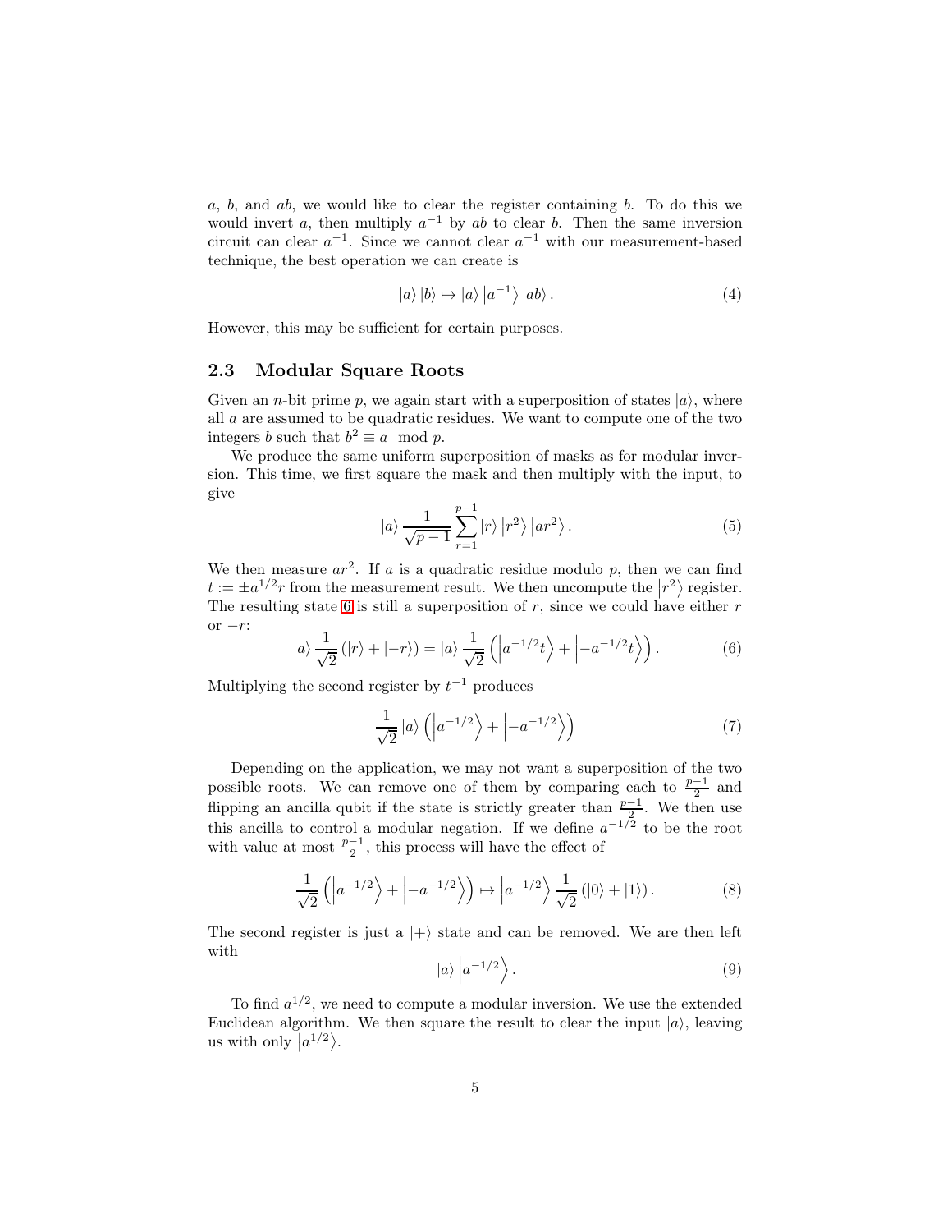$a$, $b$, and $ab$, we would like to clear the register containing $b$. To do this we would invert $a$, then multiply $a^{-1}$ by $ab$ to clear $b$. Then the same inversion circuit can clear $a^{-1}$. Since we cannot clear $a^{-1}$ with our measurement-based technique, the best operation we can create is

$$|a\rangle |b\rangle \mapsto |a\rangle \left|a^{-1}\right\rangle |ab\rangle . \tag{4}$$

However, this may be sufficient for certain purposes.

### 2.3 Modular Square Roots

Given an $n$-bit prime $p$, we again start with a superposition of states $|a\rangle$, where all $a$ are assumed to be quadratic residues. We want to compute one of the two integers $b$ such that $b^2 \equiv a \mod p$.

We produce the same uniform superposition of masks as for modular inversion. This time, we first square the mask and then multiply with the input, to give

$$|a\rangle \frac{1}{\sqrt{p-1}} \sum_{r=1}^{p-1} |r\rangle \left|r^2\right\rangle \left|ar^2\right\rangle . \tag{5}$$

We then measure $ar^2$. If $a$ is a quadratic residue modulo $p$, then we can find $t := \pm a^{1/2} r$ from the measurement result. We then uncompute the $\left|r^2\right\rangle$ register. The resulting state 6 is still a superposition of $r$, since we could have either $r$ or $-r$:

$$|a\rangle \frac{1}{\sqrt{2}} \left(|r\rangle + |-r\rangle\right) = |a\rangle \frac{1}{\sqrt{2}} \left(\left|a^{-1/2}t\right\rangle + \left|-a^{-1/2}t\right\rangle\right). \tag{6}$$

Multiplying the second register by $t^{-1}$ produces

$$\frac{1}{\sqrt{2}} |a\rangle \left(\left|a^{-1/2}\right\rangle + \left|-a^{-1/2}\right\rangle\right) \tag{7}$$

Depending on the application, we may not want a superposition of the two possible roots. We can remove one of them by comparing each to $\frac{p-1}{2}$ and flipping an ancilla qubit if the state is strictly greater than $\frac{p-1}{2}$. We then use this ancilla to control a modular negation. If we define $a^{-1/2}$ to be the root with value at most $\frac{p-1}{2}$, this process will have the effect of

$$\frac{1}{\sqrt{2}} \left(\left|a^{-1/2}\right\rangle + \left|-a^{-1/2}\right\rangle\right) \mapsto \left|a^{-1/2}\right\rangle \frac{1}{\sqrt{2}} \left(|0\rangle + |1\rangle\right). \tag{8}$$

The second register is just a $|+\rangle$ state and can be removed. We are then left with

$$|a\rangle \left|a^{-1/2}\right\rangle . \tag{9}$$

To find $a^{1/2}$, we need to compute a modular inversion. We use the extended Euclidean algorithm. We then square the result to clear the input $|a\rangle$, leaving us with only $\left|a^{1/2}\right\rangle$.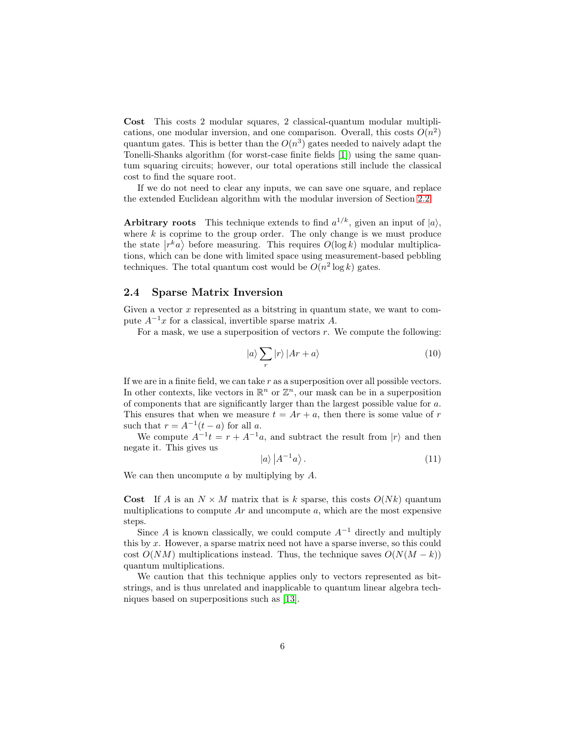**Cost** This costs 2 modular squares, 2 classical-quantum modular multiplications, one modular inversion, and one comparison. Overall, this costs $O(n^2)$ quantum gates. This is better than the $O(n^3)$ gates needed to naively adapt the Tonelli-Shanks algorithm (for worst-case finite fields [1]) using the same quantum squaring circuits; however, our total operations still include the classical cost to find the square root.

If we do not need to clear any inputs, we can save one square, and replace the extended Euclidean algorithm with the modular inversion of Section 2.2.

**Arbitrary roots** This technique extends to find $a^{1/k}$, given an input of $|a\rangle$, where $k$ is coprime to the group order. The only change is we must produce the state $|r^k a\rangle$ before measuring. This requires $O(\log k)$ modular multiplications, which can be done with limited space using measurement-based pebbling techniques. The total quantum cost would be $O(n^2 \log k)$ gates.

## 2.4 Sparse Matrix Inversion

Given a vector $x$ represented as a bitstring in quantum state, we want to compute $A^{-1}x$ for a classical, invertible sparse matrix $A$.

For a mask, we use a superposition of vectors $r$. We compute the following:

$$|a\rangle \sum_r |r\rangle |Ar + a\rangle \tag{10}$$

If we are in a finite field, we can take $r$ as a superposition over all possible vectors. In other contexts, like vectors in $\mathbb{R}^n$ or $\mathbb{Z}^n$, our mask can be in a superposition of components that are significantly larger than the largest possible value for $a$. This ensures that when we measure $t = Ar + a$, then there is some value of $r$ such that $r = A^{-1}(t - a)$ for all $a$.

We compute $A^{-1}t = r + A^{-1}a$, and subtract the result from $|r\rangle$ and then negate it. This gives us

$$|a\rangle \left|A^{-1}a\right\rangle. \tag{11}$$

We can then uncompute $a$ by multiplying by $A$.

**Cost** If $A$ is an $N \times M$ matrix that is $k$ sparse, this costs $O(Nk)$ quantum multiplications to compute $Ar$ and uncompute $a$, which are the most expensive steps.

Since $A$ is known classically, we could compute $A^{-1}$ directly and multiply this by $x$. However, a sparse matrix need not have a sparse inverse, so this could cost $O(NM)$ multiplications instead. Thus, the technique saves $O(N(M - k))$ quantum multiplications.

We caution that this technique applies only to vectors represented as bitstrings, and is thus unrelated and inapplicable to quantum linear algebra techniques based on superpositions such as [13].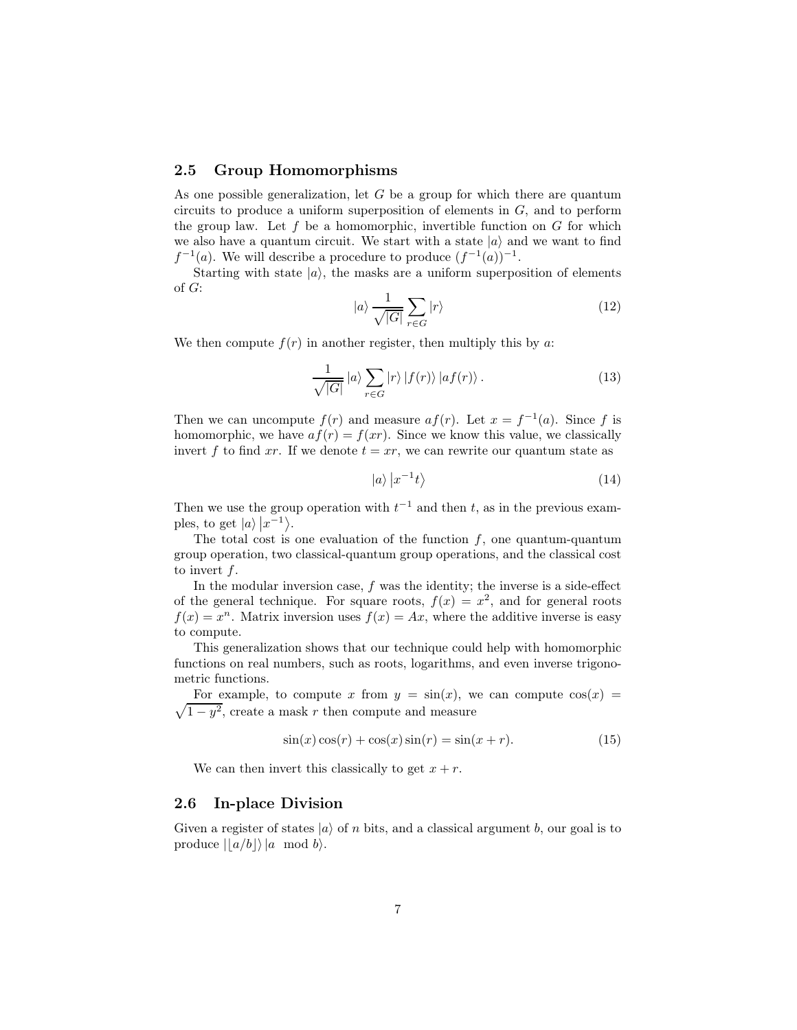### 2.5 Group Homomorphisms

As one possible generalization, let $G$ be a group for which there are quantum circuits to produce a uniform superposition of elements in $G$, and to perform the group law. Let $f$ be a homomorphic, invertible function on $G$ for which we also have a quantum circuit. We start with a state $|a\rangle$ and we want to find $f^{-1}(a)$. We will describe a procedure to produce $(f^{-1}(a))^{-1}$.

Starting with state $|a\rangle$, the masks are a uniform superposition of elements of $G$:

$$|a\rangle \frac{1}{\sqrt{|G|}} \sum_{r \in G} |r\rangle \tag{12}$$

We then compute $f(r)$ in another register, then multiply this by $a$:

$$\frac{1}{\sqrt{|G|}} |a\rangle \sum_{r \in G} |r\rangle |f(r)\rangle |af(r)\rangle . \tag{13}$$

Then we can uncompute $f(r)$ and measure $af(r)$. Let $x = f^{-1}(a)$. Since $f$ is homomorphic, we have $af(r) = f(xr)$. Since we know this value, we classically invert $f$ to find $xr$. If we denote $t = xr$, we can rewrite our quantum state as

$$|a\rangle \left|x^{-1}t\right\rangle \tag{14}$$

Then we use the group operation with $t^{-1}$ and then $t$, as in the previous examples, to get $|a\rangle \left|x^{-1}\right\rangle$.

The total cost is one evaluation of the function $f$, one quantum-quantum group operation, two classical-quantum group operations, and the classical cost to invert $f$.

In the modular inversion case, $f$ was the identity; the inverse is a side-effect of the general technique. For square roots, $f(x) = x^2$, and for general roots $f(x) = x^n$. Matrix inversion uses $f(x) = Ax$, where the additive inverse is easy to compute.

This generalization shows that our technique could help with homomorphic functions on real numbers, such as roots, logarithms, and even inverse trigonometric functions.

For example, to compute $x$ from $y = \sin(x)$, we can compute $\cos(x) = \sqrt{1 - y^2}$, create a mask $r$ then compute and measure

$$\sin(x)\cos(r) + \cos(x)\sin(r) = \sin(x + r). \tag{15}$$

We can then invert this classically to get $x + r$.

### 2.6 In-place Division

Given a register of states $|a\rangle$ of $n$ bits, and a classical argument $b$, our goal is to produce $|\lfloor a/b \rfloor\rangle |a \mod b\rangle$.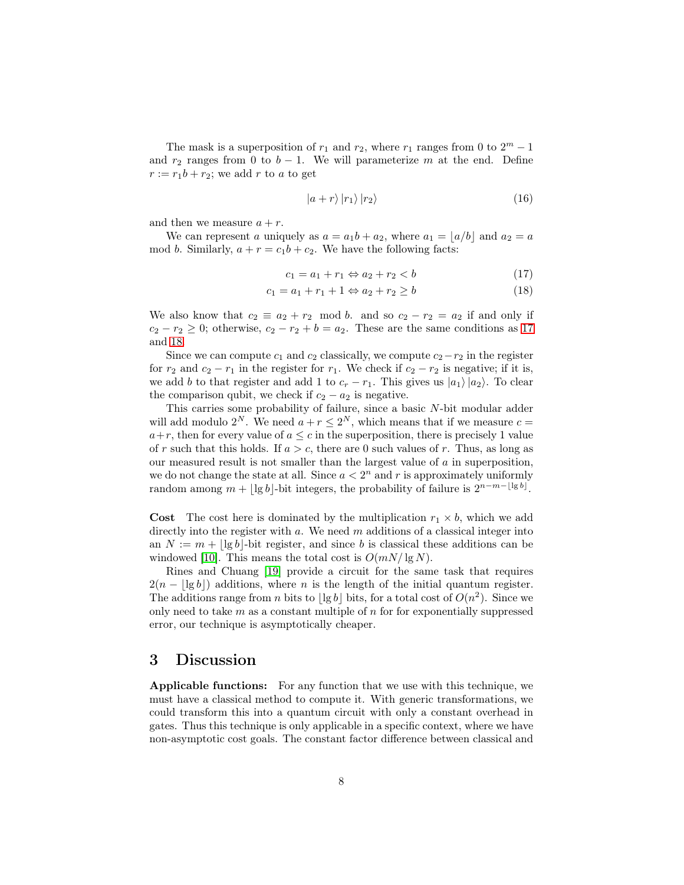The mask is a superposition of $r_1$ and $r_2$, where $r_1$ ranges from 0 to $2^m - 1$ and $r_2$ ranges from 0 to $b - 1$. We will parameterize $m$ at the end. Define $r := r_1 b + r_2$; we add $r$ to $a$ to get

$$|a + r\rangle |r_1\rangle |r_2\rangle \tag{16}$$

and then we measure $a + r$.

We can represent $a$ uniquely as $a = a_1 b + a_2$, where $a_1 = \lfloor a/b \rfloor$ and $a_2 = a \mod b$. Similarly, $a + r = c_1 b + c_2$. We have the following facts:

$$c_1 = a_1 + r_1 \Leftrightarrow a_2 + r_2 < b \tag{17}$$

$$c_1 = a_1 + r_1 + 1 \Leftrightarrow a_2 + r_2 \geq b \tag{18}$$

We also know that $c_2 \equiv a_2 + r_2 \mod b$. and so $c_2 - r_2 = a_2$ if and only if $c_2 - r_2 \geq 0$; otherwise, $c_2 - r_2 + b = a_2$. These are the same conditions as 17 and 18.

Since we can compute $c_1$ and $c_2$ classically, we compute $c_2 - r_2$ in the register for $r_2$ and $c_2 - r_1$ in the register for $r_1$. We check if $c_2 - r_2$ is negative; if it is, we add $b$ to that register and add 1 to $c_r - r_1$. This gives us $|a_1\rangle |a_2\rangle$. To clear the comparison qubit, we check if $c_2 - a_2$ is negative.

This carries some probability of failure, since a basic $N$-bit modular adder will add modulo $2^N$. We need $a + r \leq 2^N$, which means that if we measure $c = a + r$, then for every value of $a \leq c$ in the superposition, there is precisely 1 value of $r$ such that this holds. If $a > c$, there are 0 such values of $r$. Thus, as long as our measured result is not smaller than the largest value of $a$ in superposition, we do not change the state at all. Since $a < 2^n$ and $r$ is approximately uniformly random among $m + \lfloor \lg b \rfloor$-bit integers, the probability of failure is $2^{n - m - \lfloor \lg b \rfloor}$.

**Cost** The cost here is dominated by the multiplication $r_1 \times b$, which we add directly into the register with $a$. We need $m$ additions of a classical integer into an $N := m + \lfloor \lg b \rfloor$-bit register, and since $b$ is classical these additions can be windowed [10]. This means the total cost is $O(mN / \lg N)$.

Rines and Chuang [19] provide a circuit for the same task that requires $2(n - \lfloor \lg b \rfloor)$ additions, where $n$ is the length of the initial quantum register. The additions range from $n$ bits to $\lfloor \lg b \rfloor$ bits, for a total cost of $O(n^2)$. Since we only need to take $m$ as a constant multiple of $n$ for for exponentially suppressed error, our technique is asymptotically cheaper.

## 3 Discussion

**Applicable functions:** For any function that we use with this technique, we must have a classical method to compute it. With generic transformations, we could transform this into a quantum circuit with only a constant overhead in gates. Thus this technique is only applicable in a specific context, where we have non-asymptotic cost goals. The constant factor difference between classical and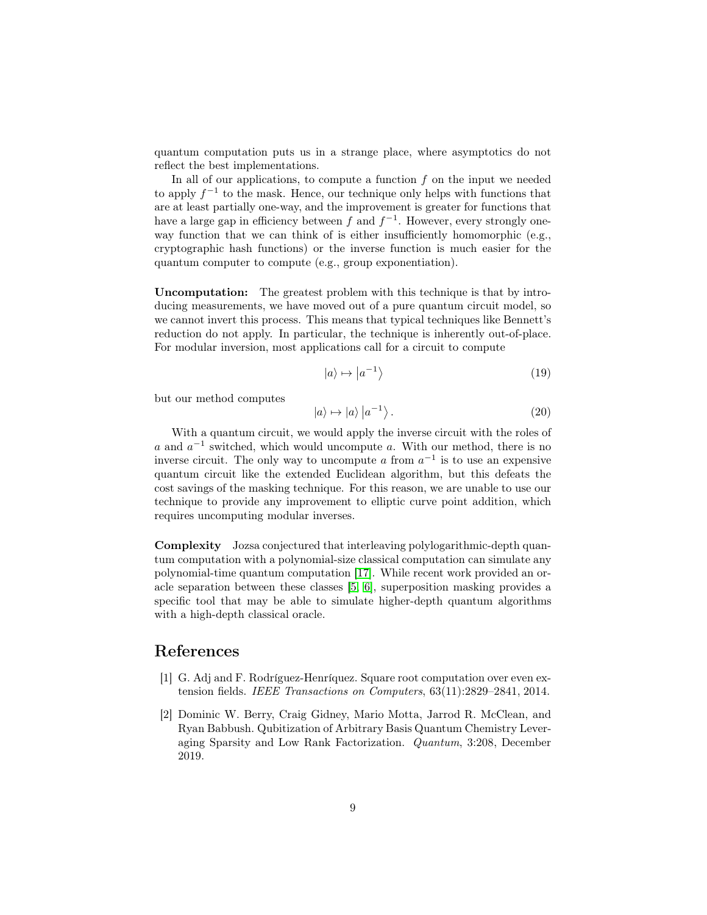quantum computation puts us in a strange place, where asymptotics do not reflect the best implementations.

In all of our applications, to compute a function $f$ on the input we needed to apply $f^{-1}$ to the mask. Hence, our technique only helps with functions that are at least partially one-way, and the improvement is greater for functions that have a large gap in efficiency between $f$ and $f^{-1}$. However, every strongly one-way function that we can think of is either insufficiently homomorphic (e.g., cryptographic hash functions) or the inverse function is much easier for the quantum computer to compute (e.g., group exponentiation).

**Uncomputation:** The greatest problem with this technique is that by introducing measurements, we have moved out of a pure quantum circuit model, so we cannot invert this process. This means that typical techniques like Bennett's reduction do not apply. In particular, the technique is inherently out-of-place. For modular inversion, most applications call for a circuit to compute

$$|a\rangle \mapsto |a^{-1}\rangle \tag{19}$$

but our method computes

$$|a\rangle \mapsto |a\rangle\, |a^{-1}\rangle . \tag{20}$$

With a quantum circuit, we would apply the inverse circuit with the roles of $a$ and $a^{-1}$ switched, which would uncompute $a$. With our method, there is no inverse circuit. The only way to uncompute $a$ from $a^{-1}$ is to use an expensive quantum circuit like the extended Euclidean algorithm, but this defeats the cost savings of the masking technique. For this reason, we are unable to use our technique to provide any improvement to elliptic curve point addition, which requires uncomputing modular inverses.

**Complexity** Jozsa conjectured that interleaving polylogarithmic-depth quantum computation with a polynomial-size classical computation can simulate any polynomial-time quantum computation [17]. While recent work provided an oracle separation between these classes [5, 6], superposition masking provides a specific tool that may be able to simulate higher-depth quantum algorithms with a high-depth classical oracle.

# References

[1] G. Adj and F. Rodríguez-Henríquez. Square root computation over even extension fields. *IEEE Transactions on Computers*, 63(11):2829–2841, 2014.

[2] Dominic W. Berry, Craig Gidney, Mario Motta, Jarrod R. McClean, and Ryan Babbush. Qubitization of Arbitrary Basis Quantum Chemistry Leveraging Sparsity and Low Rank Factorization. *Quantum*, 3:208, December 2019.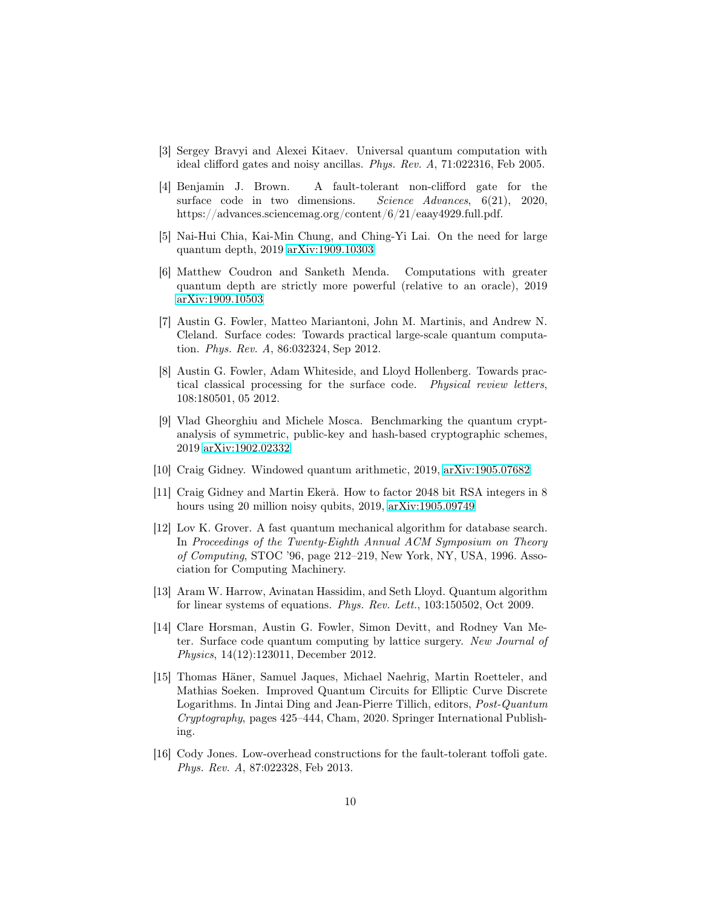[3] Sergey Bravyi and Alexei Kitaev. Universal quantum computation with ideal clifford gates and noisy ancillas. *Phys. Rev. A*, 71:022316, Feb 2005.

[4] Benjamin J. Brown. A fault-tolerant non-clifford gate for the surface code in two dimensions. *Science Advances*, 6(21), 2020, https://advances.sciencemag.org/content/6/21/eaay4929.full.pdf.

[5] Nai-Hui Chia, Kai-Min Chung, and Ching-Yi Lai. On the need for large quantum depth, 2019 arXiv:1909.10303

[6] Matthew Coudron and Sanketh Menda. Computations with greater quantum depth are strictly more powerful (relative to an oracle), 2019 arXiv:1909.10503

[7] Austin G. Fowler, Matteo Mariantoni, John M. Martinis, and Andrew N. Cleland. Surface codes: Towards practical large-scale quantum computation. *Phys. Rev. A*, 86:032324, Sep 2012.

[8] Austin G. Fowler, Adam Whiteside, and Lloyd Hollenberg. Towards practical classical processing for the surface code. *Physical review letters*, 108:180501, 05 2012.

[9] Vlad Gheorghiu and Michele Mosca. Benchmarking the quantum cryptanalysis of symmetric, public-key and hash-based cryptographic schemes, 2019 arXiv:1902.02332

[10] Craig Gidney. Windowed quantum arithmetic, 2019, arXiv:1905.07682

[11] Craig Gidney and Martin Ekerå. How to factor 2048 bit RSA integers in 8 hours using 20 million noisy qubits, 2019, arXiv:1905.09749

[12] Lov K. Grover. A fast quantum mechanical algorithm for database search. In *Proceedings of the Twenty-Eighth Annual ACM Symposium on Theory of Computing*, STOC '96, page 212–219, New York, NY, USA, 1996. Association for Computing Machinery.

[13] Aram W. Harrow, Avinatan Hassidim, and Seth Lloyd. Quantum algorithm for linear systems of equations. *Phys. Rev. Lett.*, 103:150502, Oct 2009.

[14] Clare Horsman, Austin G. Fowler, Simon Devitt, and Rodney Van Meter. Surface code quantum computing by lattice surgery. *New Journal of Physics*, 14(12):123011, December 2012.

[15] Thomas Häner, Samuel Jaques, Michael Naehrig, Martin Roetteler, and Mathias Soeken. Improved Quantum Circuits for Elliptic Curve Discrete Logarithms. In Jintai Ding and Jean-Pierre Tillich, editors, *Post-Quantum Cryptography*, pages 425–444, Cham, 2020. Springer International Publishing.

[16] Cody Jones. Low-overhead constructions for the fault-tolerant toffoli gate. *Phys. Rev. A*, 87:022328, Feb 2013.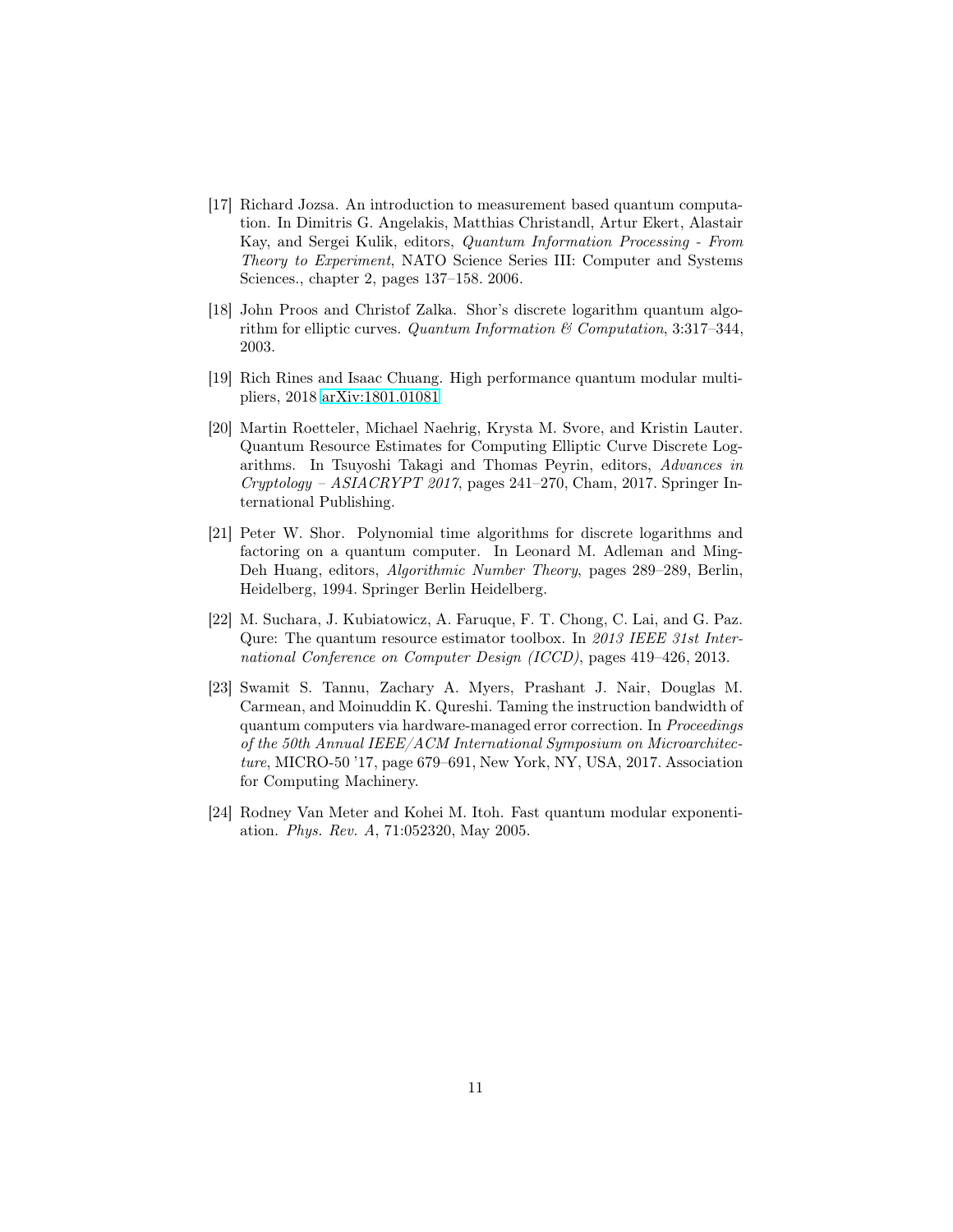[17] Richard Jozsa. An introduction to measurement based quantum computation. In Dimitris G. Angelakis, Matthias Christandl, Artur Ekert, Alastair Kay, and Sergei Kulik, editors, *Quantum Information Processing - From Theory to Experiment*, NATO Science Series III: Computer and Systems Sciences., chapter 2, pages 137–158. 2006.

[18] John Proos and Christof Zalka. Shor's discrete logarithm quantum algorithm for elliptic curves. *Quantum Information & Computation*, 3:317–344, 2003.

[19] Rich Rines and Isaac Chuang. High performance quantum modular multipliers, 2018 arXiv:1801.01081

[20] Martin Roetteler, Michael Naehrig, Krysta M. Svore, and Kristin Lauter. Quantum Resource Estimates for Computing Elliptic Curve Discrete Logarithms. In Tsuyoshi Takagi and Thomas Peyrin, editors, *Advances in Cryptology – ASIACRYPT 2017*, pages 241–270, Cham, 2017. Springer International Publishing.

[21] Peter W. Shor. Polynomial time algorithms for discrete logarithms and factoring on a quantum computer. In Leonard M. Adleman and Ming-Deh Huang, editors, *Algorithmic Number Theory*, pages 289–289, Berlin, Heidelberg, 1994. Springer Berlin Heidelberg.

[22] M. Suchara, J. Kubiatowicz, A. Faruque, F. T. Chong, C. Lai, and G. Paz. Qure: The quantum resource estimator toolbox. In *2013 IEEE 31st International Conference on Computer Design (ICCD)*, pages 419–426, 2013.

[23] Swamit S. Tannu, Zachary A. Myers, Prashant J. Nair, Douglas M. Carmean, and Moinuddin K. Qureshi. Taming the instruction bandwidth of quantum computers via hardware-managed error correction. In *Proceedings of the 50th Annual IEEE/ACM International Symposium on Microarchitecture*, MICRO-50 '17, page 679–691, New York, NY, USA, 2017. Association for Computing Machinery.

[24] Rodney Van Meter and Kohei M. Itoh. Fast quantum modular exponentiation. *Phys. Rev. A*, 71:052320, May 2005.